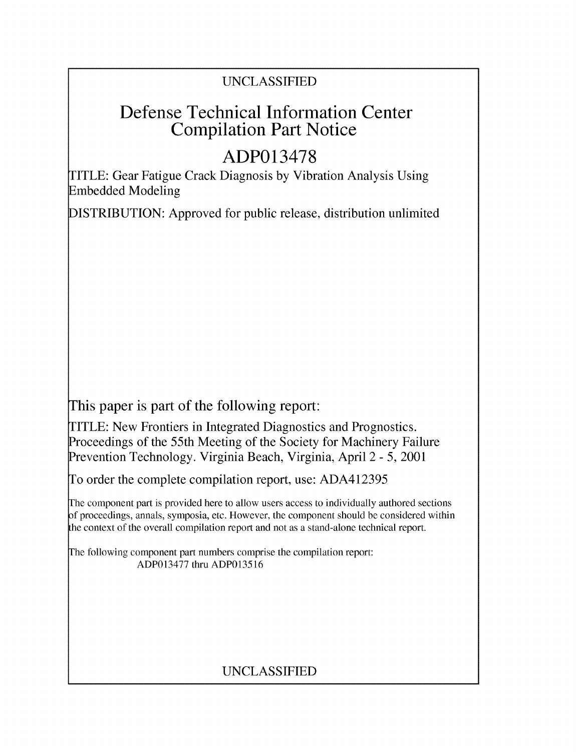UNCLASSIFIED

# Defense Technical Information Center Compilation Part Notice

# ADP013478

TITLE: Gear Fatigue Crack Diagnosis by Vibration Analysis Using Embedded Modeling

DISTRIBUTION: Approved for public release, distribution unlimited

This paper is part of the following report:

TITLE: New Frontiers in Integrated Diagnostics and Prognostics. Proceedings of the 55th Meeting of the Society for Machinery Failure Prevention Technology. Virginia Beach, Virginia, April 2 - 5, 2001

To order the complete compilation report, use: ADA412395

The component part is provided here to allow users access to individually authored sections of proceedings, annals, symposia, etc. However, the component should be considered within the context of the overall compilation report and not as a stand-alone technical report.

The following component part numbers comprise the compilation report: ADP013477 thru ADP013516

UNCLASSIFIED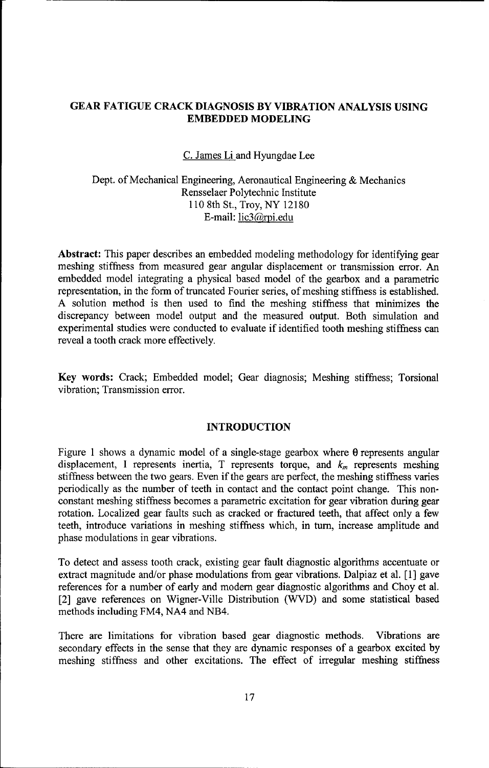## GEAR FATIGUE CRACK DIAGNOSIS BY VIBRATION ANALYSIS USING EMBEDDED MODELING

C. James Li and Hyungdae Lee

Dept. of Mechanical Engineering, Aeronautical Engineering & Mechanics
Rensselaer Polytechnic Institute
110 8th St., Troy, NY 12180
E-mail: lic3@rpi.edu

**Abstract:** This paper describes an embedded modeling methodology for identifying gear meshing stiffness from measured gear angular displacement or transmission error. An embedded model integrating a physical based model of the gearbox and a parametric representation, in the form of truncated Fourier series, of meshing stiffness is established. A solution method is then used to find the meshing stiffness that minimizes the discrepancy between model output and the measured output. Both simulation and experimental studies were conducted to evaluate if identified tooth meshing stiffness can reveal a tooth crack more effectively.

**Key words:** Crack; Embedded model; Gear diagnosis; Meshing stiffness; Torsional vibration; Transmission error.

### INTRODUCTION

Figure 1 shows a dynamic model of a single-stage gearbox where $\theta$ represents angular displacement, I represents inertia, T represents torque, and $k_m$ represents meshing stiffness between the two gears. Even if the gears are perfect, the meshing stiffness varies periodically as the number of teeth in contact and the contact point change. This non-constant meshing stiffness becomes a parametric excitation for gear vibration during gear rotation. Localized gear faults such as cracked or fractured teeth, that affect only a few teeth, introduce variations in meshing stiffness which, in turn, increase amplitude and phase modulations in gear vibrations.

To detect and assess tooth crack, existing gear fault diagnostic algorithms accentuate or extract magnitude and/or phase modulations from gear vibrations. Dalpiaz et al. [1] gave references for a number of early and modern gear diagnostic algorithms and Choy et al. [2] gave references on Wigner-Ville Distribution (WVD) and some statistical based methods including FM4, NA4 and NB4.

There are limitations for vibration based gear diagnostic methods. Vibrations are secondary effects in the sense that they are dynamic responses of a gearbox excited by meshing stiffness and other excitations. The effect of irregular meshing stiffness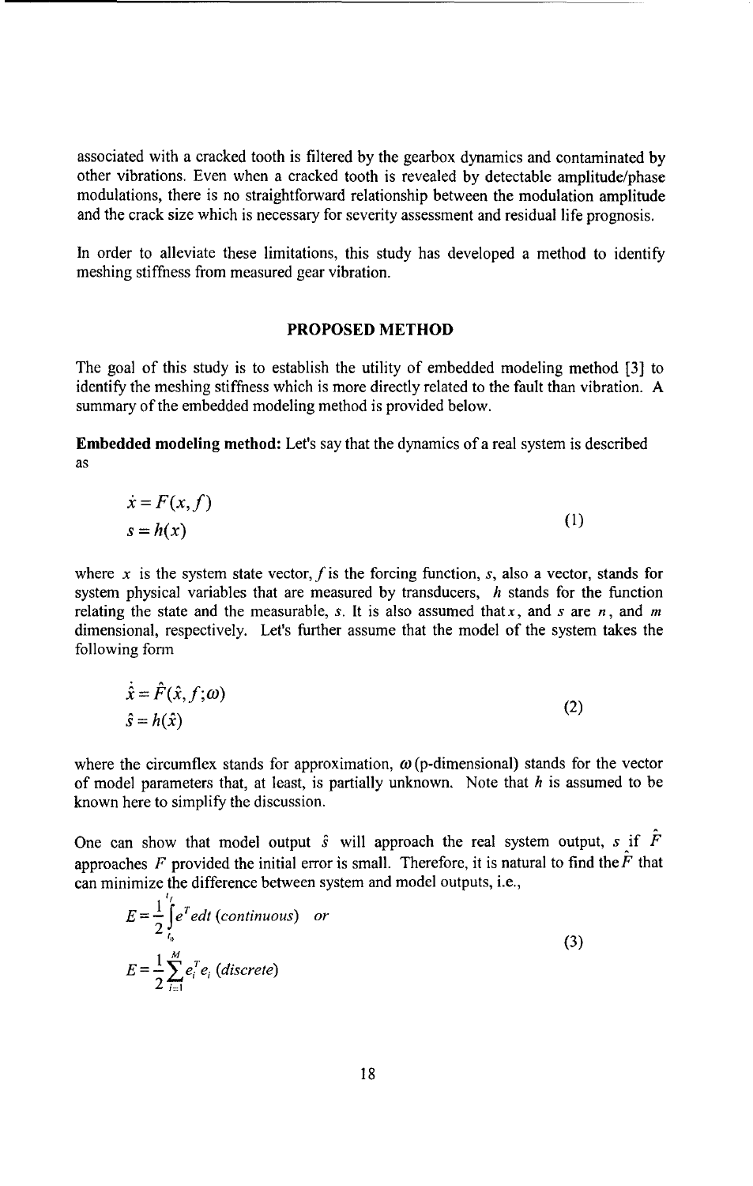associated with a cracked tooth is filtered by the gearbox dynamics and contaminated by other vibrations. Even when a cracked tooth is revealed by detectable amplitude/phase modulations, there is no straightforward relationship between the modulation amplitude and the crack size which is necessary for severity assessment and residual life prognosis.

In order to alleviate these limitations, this study has developed a method to identify meshing stiffness from measured gear vibration.

## PROPOSED METHOD

The goal of this study is to establish the utility of embedded modeling method [3] to identify the meshing stiffness which is more directly related to the fault than vibration. A summary of the embedded modeling method is provided below.

**Embedded modeling method:** Let's say that the dynamics of a real system is described as

$$
\begin{aligned}
\dot{x} &= F(x, f) \\
s &= h(x)
\end{aligned}
\tag{1}
$$

where $x$ is the system state vector, $f$ is the forcing function, $s$, also a vector, stands for system physical variables that are measured by transducers, $h$ stands for the function relating the state and the measurable, $s$. It is also assumed that $x$, and $s$ are $n$, and $m$ dimensional, respectively. Let's further assume that the model of the system takes the following form

$$
\begin{aligned}
\dot{\hat{x}} &= \hat{F}(\hat{x}, f; \omega) \\
\hat{s} &= h(\hat{x})
\end{aligned}
\tag{2}
$$

where the circumflex stands for approximation, $\omega$ (p-dimensional) stands for the vector of model parameters that, at least, is partially unknown. Note that $h$ is assumed to be known here to simplify the discussion.

One can show that model output $\hat{s}$ will approach the real system output, $s$ if $\hat{F}$ approaches $F$ provided the initial error is small. Therefore, it is natural to find the $\hat{F}$ that can minimize the difference between system and model outputs, i.e.,

$$
\begin{aligned}
E &= \frac{1}{2}\int_{t_0}^{t_f} e^T e\,dt \;\; (continuous) \quad or \\
E &= \frac{1}{2}\sum_{i=1}^{M} e_i^T e_i \;\; (discrete)
\end{aligned}
\tag{3}
$$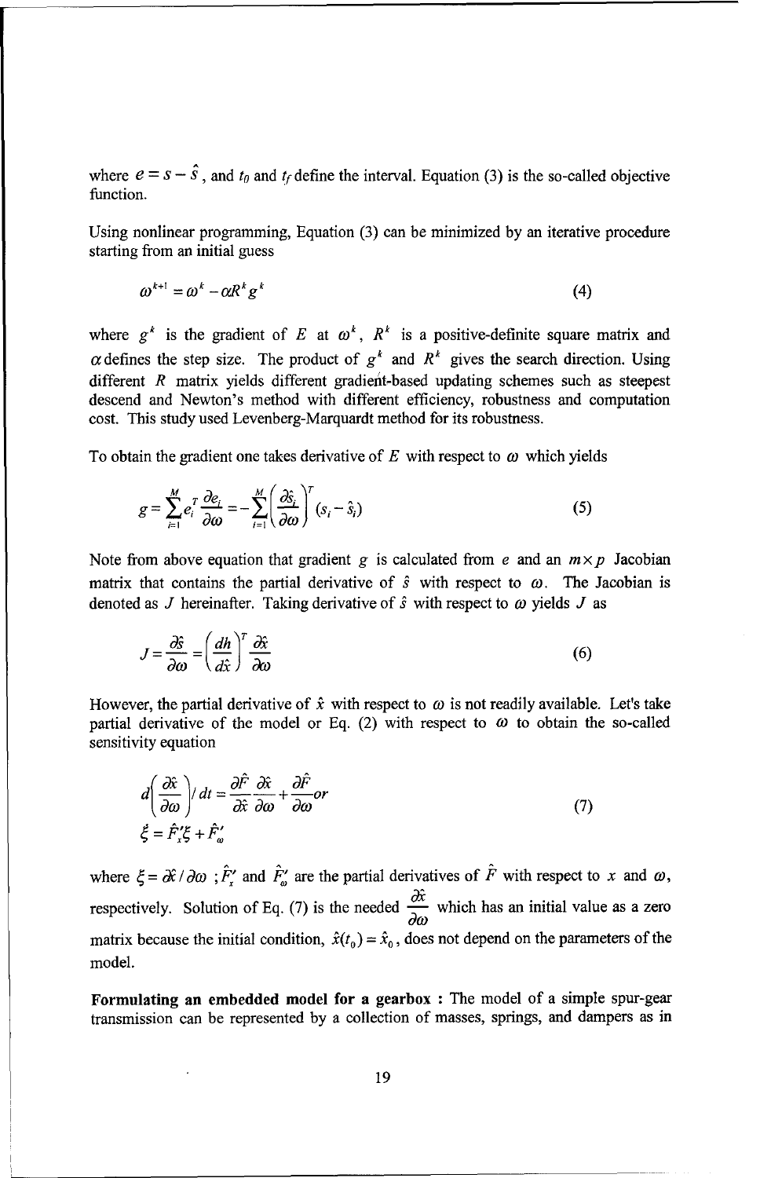where $e = s - \hat{s}$, and $t_0$ and $t_f$ define the interval. Equation (3) is the so-called objective function.

Using nonlinear programming, Equation (3) can be minimized by an iterative procedure starting from an initial guess

$$\omega^{k+1} = \omega^k - \alpha R^k g^k \tag{4}$$

where $g^k$ is the gradient of $E$ at $\omega^k$, $R^k$ is a positive-definite square matrix and $\alpha$ defines the step size. The product of $g^k$ and $R^k$ gives the search direction. Using different $R$ matrix yields different gradient-based updating schemes such as steepest descend and Newton's method with different efficiency, robustness and computation cost. This study used Levenberg-Marquardt method for its robustness.

To obtain the gradient one takes derivative of $E$ with respect to $\omega$ which yields

$$g = \sum_{i=1}^{M} e_i^T \frac{\partial e_i}{\partial \omega} = -\sum_{i=1}^{M} \left( \frac{\partial \hat{s}_i}{\partial \omega} \right)^T (s_i - \hat{s}_i) \tag{5}$$

Note from above equation that gradient $g$ is calculated from $e$ and an $m \times p$ Jacobian matrix that contains the partial derivative of $\hat{s}$ with respect to $\omega$. The Jacobian is denoted as $J$ hereinafter. Taking derivative of $\hat{s}$ with respect to $\omega$ yields $J$ as

$$J = \frac{\partial \hat{s}}{\partial \omega} = \left( \frac{dh}{d\hat{x}} \right)^T \frac{\partial \hat{x}}{\partial \omega} \tag{6}$$

However, the partial derivative of $\hat{x}$ with respect to $\omega$ is not readily available. Let's take partial derivative of the model or Eq. (2) with respect to $\omega$ to obtain the so-called sensitivity equation

$$d\left( \frac{\partial \hat{x}}{\partial \omega} \right) / dt = \frac{\partial \hat{F}}{\partial \hat{x}} \frac{\partial \hat{x}}{\partial \omega} + \frac{\partial \hat{F}}{\partial \omega} or$$
$$\dot{\xi} = \hat{F}_x' \xi + \hat{F}_\omega' \tag{7}$$

where $\xi = \partial \hat{x} / \partial \omega$ ; $\hat{F}_x'$ and $\hat{F}_\omega'$ are the partial derivatives of $\hat{F}$ with respect to $x$ and $\omega$, respectively. Solution of Eq. (7) is the needed $\frac{\partial \hat{x}}{\partial \omega}$ which has an initial value as a zero matrix because the initial condition, $\hat{x}(t_0) = \hat{x}_0$, does not depend on the parameters of the model.

**Formulating an embedded model for a gearbox :** The model of a simple spur-gear transmission can be represented by a collection of masses, springs, and dampers as in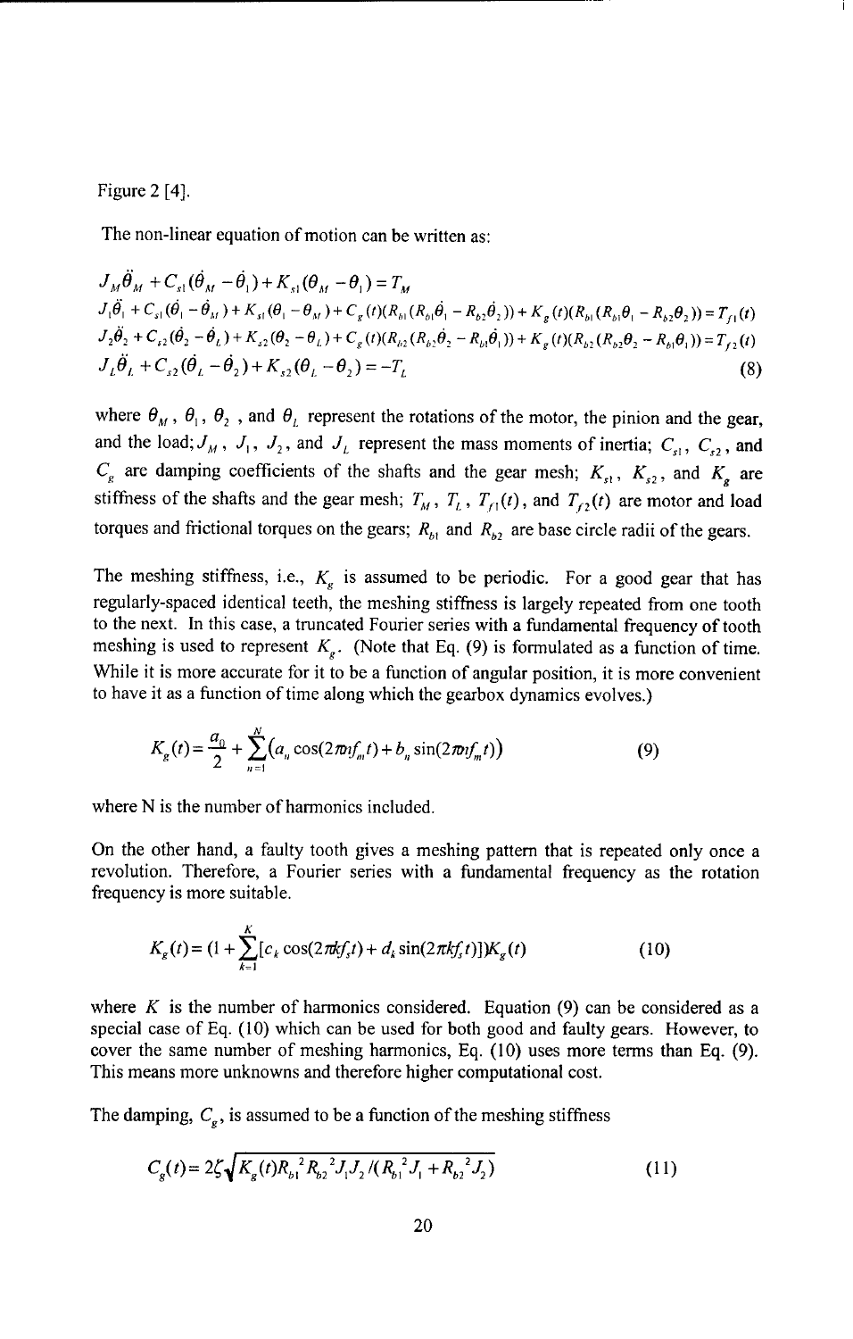Figure 2 [4].

The non-linear equation of motion can be written as:

$$
\begin{aligned}
&J_M\ddot{\theta}_M + C_{s1}(\dot{\theta}_M - \dot{\theta}_1) + K_{s1}(\theta_M - \theta_1) = T_M \\
&J_1\ddot{\theta}_1 + C_{s1}(\dot{\theta}_1 - \dot{\theta}_M) + K_{s1}(\theta_1 - \theta_M) + C_g(t)(R_{b1}(R_{b1}\dot{\theta}_1 - R_{b2}\dot{\theta}_2)) + K_g(t)(R_{b1}(R_{b1}\theta_1 - R_{b2}\theta_2)) = T_{f1}(t) \\
&J_2\ddot{\theta}_2 + C_{s2}(\dot{\theta}_2 - \dot{\theta}_L) + K_{s2}(\theta_2 - \theta_L) + C_g(t)(R_{b2}(R_{b2}\dot{\theta}_2 - R_{b1}\dot{\theta}_1)) + K_g(t)(R_{b2}(R_{b2}\theta_2 - R_{b1}\theta_1)) = T_{f2}(t) \\
&J_L\ddot{\theta}_L + C_{s2}(\dot{\theta}_L - \dot{\theta}_2) + K_{s2}(\theta_L - \theta_2) = -T_L
\end{aligned}
\tag{8}
$$

where $\theta_M$, $\theta_1$, $\theta_2$, and $\theta_L$ represent the rotations of the motor, the pinion and the gear, and the load; $J_M$, $J_1$, $J_2$, and $J_L$ represent the mass moments of inertia; $C_{s1}$, $C_{s2}$, and $C_g$ are damping coefficients of the shafts and the gear mesh; $K_{s1}$, $K_{s2}$, and $K_g$ are stiffness of the shafts and the gear mesh; $T_M$, $T_L$, $T_{f1}(t)$, and $T_{f2}(t)$ are motor and load torques and frictional torques on the gears; $R_{b1}$ and $R_{b2}$ are base circle radii of the gears.

The meshing stiffness, i.e., $K_g$ is assumed to be periodic. For a good gear that has regularly-spaced identical teeth, the meshing stiffness is largely repeated from one tooth to the next. In this case, a truncated Fourier series with a fundamental frequency of tooth meshing is used to represent $K_g$. (Note that Eq. (9) is formulated as a function of time. While it is more accurate for it to be a function of angular position, it is more convenient to have it as a function of time along which the gearbox dynamics evolves.)

$$
K_g(t) = \frac{a_0}{2} + \sum_{n=1}^{N}\left(a_n \cos(2\pi n f_m t) + b_n \sin(2\pi n f_m t)\right) \tag{9}
$$

where N is the number of harmonics included.

On the other hand, a faulty tooth gives a meshing pattern that is repeated only once a revolution. Therefore, a Fourier series with a fundamental frequency as the rotation frequency is more suitable.

$$
K_g(t) = (1 + \sum_{k=1}^{K}[c_k \cos(2\pi k f_s t) + d_k \sin(2\pi k f_s t)])K_g(t) \tag{10}
$$

where $K$ is the number of harmonics considered. Equation (9) can be considered as a special case of Eq. (10) which can be used for both good and faulty gears. However, to cover the same number of meshing harmonics, Eq. (10) uses more terms than Eq. (9). This means more unknowns and therefore higher computational cost.

The damping, $C_g$, is assumed to be a function of the meshing stiffness

$$
C_g(t) = 2\zeta\sqrt{K_g(t)R_{b1}^2 R_{b2}^2 J_1 J_2 / (R_{b1}^2 J_1 + R_{b2}^2 J_2)} \tag{11}
$$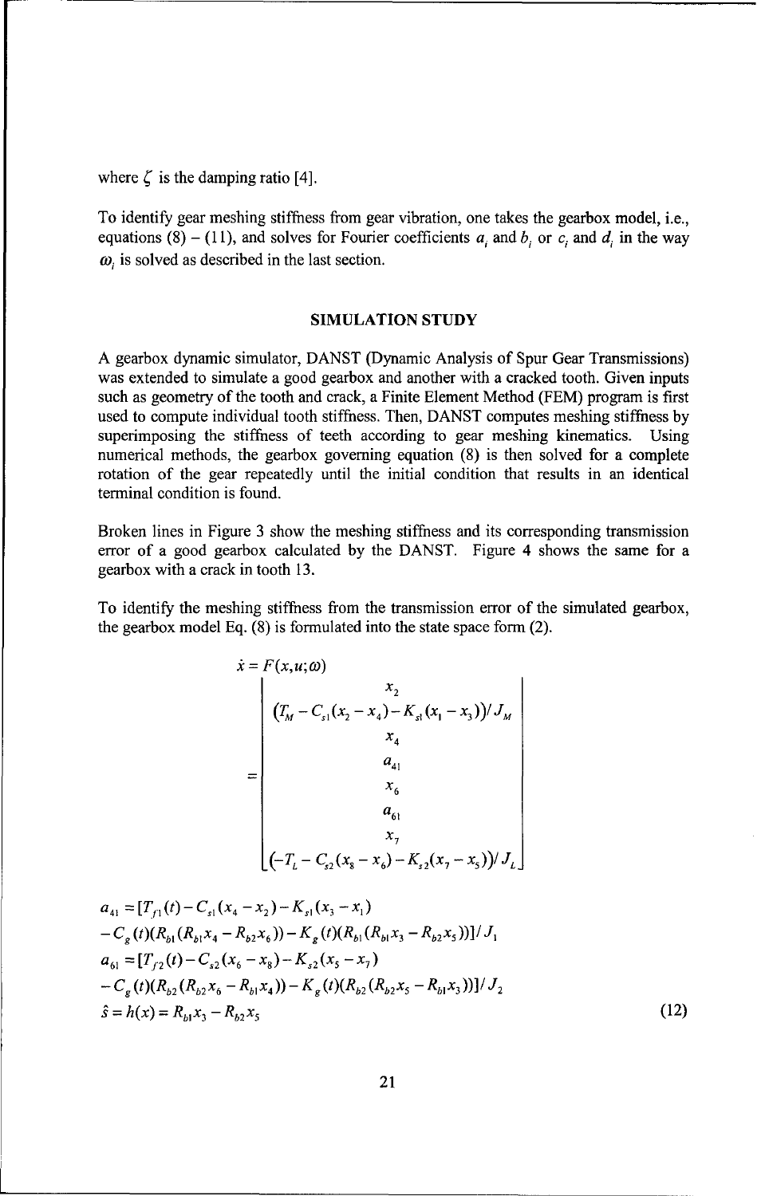where $\zeta$ is the damping ratio [4].

To identify gear meshing stiffness from gear vibration, one takes the gearbox model, i.e., equations (8) – (11), and solves for Fourier coefficients $a_i$ and $b_i$ or $c_i$ and $d_i$ in the way $\omega_i$ is solved as described in the last section.

## SIMULATION STUDY

A gearbox dynamic simulator, DANST (Dynamic Analysis of Spur Gear Transmissions) was extended to simulate a good gearbox and another with a cracked tooth. Given inputs such as geometry of the tooth and crack, a Finite Element Method (FEM) program is first used to compute individual tooth stiffness. Then, DANST computes meshing stiffness by superimposing the stiffness of teeth according to gear meshing kinematics. Using numerical methods, the gearbox governing equation (8) is then solved for a complete rotation of the gear repeatedly until the initial condition that results in an identical terminal condition is found.

Broken lines in Figure 3 show the meshing stiffness and its corresponding transmission error of a good gearbox calculated by the DANST. Figure 4 shows the same for a gearbox with a crack in tooth 13.

To identify the meshing stiffness from the transmission error of the simulated gearbox, the gearbox model Eq. (8) is formulated into the state space form (2).

$$
\dot{x} = F(x,u;\omega) = \begin{bmatrix} x_2 \\ \left(T_M - C_{s1}(x_2 - x_4) - K_{s1}(x_1 - x_3)\right)/J_M \\ x_4 \\ a_{41} \\ x_6 \\ a_{61} \\ x_7 \\ \left(-T_L - C_{s2}(x_8 - x_6) - K_{s2}(x_7 - x_5)\right)/J_L \end{bmatrix}
$$

$$
\begin{aligned}
a_{41} &= [T_{f1}(t) - C_{s1}(x_4 - x_2) - K_{s1}(x_3 - x_1) \\
&\quad - C_g(t)(R_{b1}(R_{b1}x_4 - R_{b2}x_6)) - K_g(t)(R_{b1}(R_{b1}x_3 - R_{b2}x_5))]/J_1 \\
a_{61} &= [T_{f2}(t) - C_{s2}(x_6 - x_8) - K_{s2}(x_5 - x_7) \\
&\quad - C_g(t)(R_{b2}(R_{b2}x_6 - R_{b1}x_4)) - K_g(t)(R_{b2}(R_{b2}x_5 - R_{b1}x_3))]/J_2 \\
\hat{s} &= h(x) = R_{b1}x_3 - R_{b2}x_5
\end{aligned} \tag{12}
$$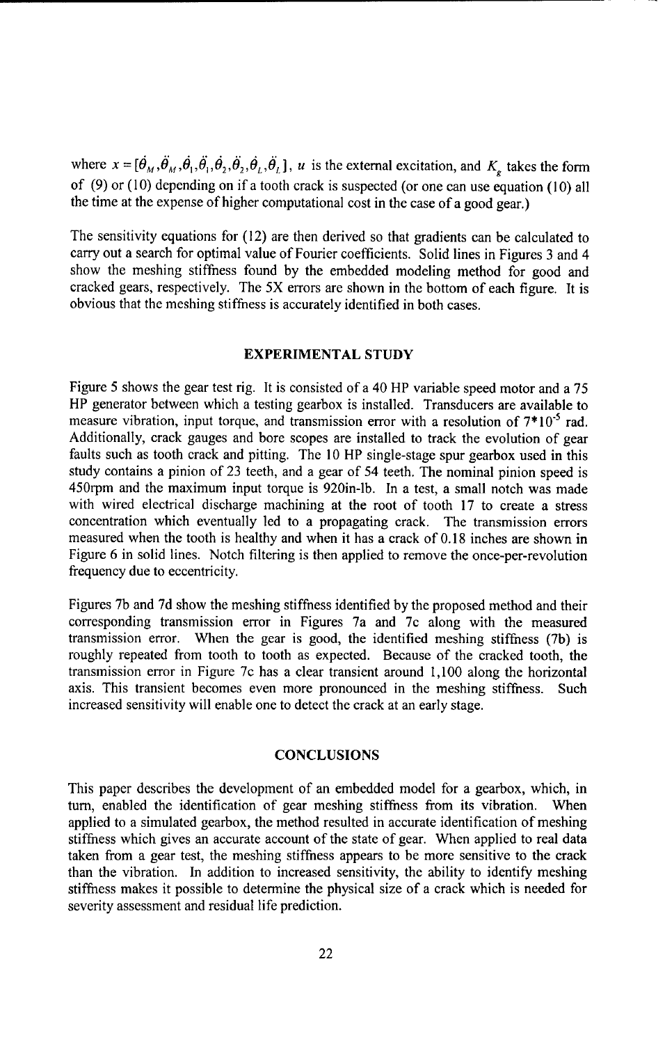where $x = [\dot{\theta}_M, \ddot{\theta}_M, \dot{\theta}_1, \ddot{\theta}_1, \dot{\theta}_2, \ddot{\theta}_2, \dot{\theta}_L, \ddot{\theta}_L]$, $u$ is the external excitation, and $K_g$ takes the form of (9) or (10) depending on if a tooth crack is suspected (or one can use equation (10) all the time at the expense of higher computational cost in the case of a good gear.)

The sensitivity equations for (12) are then derived so that gradients can be calculated to carry out a search for optimal value of Fourier coefficients. Solid lines in Figures 3 and 4 show the meshing stiffness found by the embedded modeling method for good and cracked gears, respectively. The 5X errors are shown in the bottom of each figure. It is obvious that the meshing stiffness is accurately identified in both cases.

## EXPERIMENTAL STUDY

Figure 5 shows the gear test rig. It is consisted of a 40 HP variable speed motor and a 75 HP generator between which a testing gearbox is installed. Transducers are available to measure vibration, input torque, and transmission error with a resolution of $7*10^{-5}$ rad. Additionally, crack gauges and bore scopes are installed to track the evolution of gear faults such as tooth crack and pitting. The 10 HP single-stage spur gearbox used in this study contains a pinion of 23 teeth, and a gear of 54 teeth. The nominal pinion speed is 450rpm and the maximum input torque is 920in-lb. In a test, a small notch was made with wired electrical discharge machining at the root of tooth 17 to create a stress concentration which eventually led to a propagating crack. The transmission errors measured when the tooth is healthy and when it has a crack of 0.18 inches are shown in Figure 6 in solid lines. Notch filtering is then applied to remove the once-per-revolution frequency due to eccentricity.

Figures 7b and 7d show the meshing stiffness identified by the proposed method and their corresponding transmission error in Figures 7a and 7c along with the measured transmission error. When the gear is good, the identified meshing stiffness (7b) is roughly repeated from tooth to tooth as expected. Because of the cracked tooth, the transmission error in Figure 7c has a clear transient around 1,100 along the horizontal axis. This transient becomes even more pronounced in the meshing stiffness. Such increased sensitivity will enable one to detect the crack at an early stage.

## CONCLUSIONS

This paper describes the development of an embedded model for a gearbox, which, in turn, enabled the identification of gear meshing stiffness from its vibration. When applied to a simulated gearbox, the method resulted in accurate identification of meshing stiffness which gives an accurate account of the state of gear. When applied to real data taken from a gear test, the meshing stiffness appears to be more sensitive to the crack than the vibration. In addition to increased sensitivity, the ability to identify meshing stiffness makes it possible to determine the physical size of a crack which is needed for severity assessment and residual life prediction.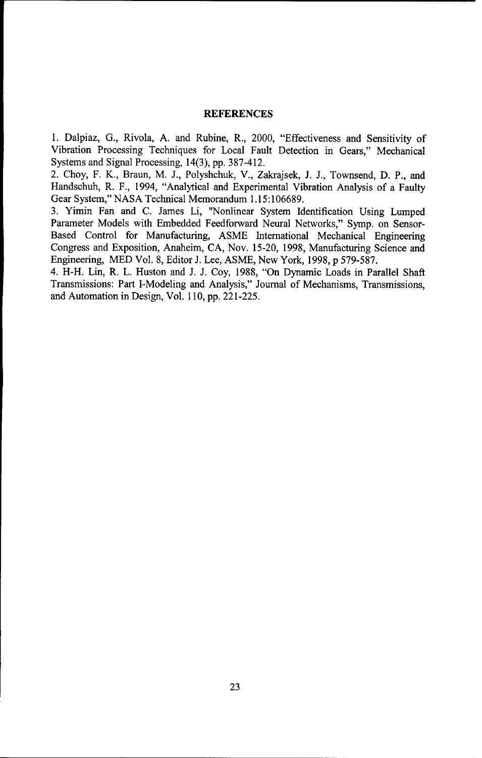## REFERENCES

1. Dalpiaz, G., Rivola, A. and Rubine, R., 2000, "Effectiveness and Sensitivity of Vibration Processing Techniques for Local Fault Detection in Gears," Mechanical Systems and Signal Processing, 14(3), pp. 387-412.
2. Choy, F. K., Braun, M. J., Polyshchuk, V., Zakrajsek, J. J., Townsend, D. P., and Handschuh, R. F., 1994, "Analytical and Experimental Vibration Analysis of a Faulty Gear System," NASA Technical Memorandum 1.15:106689.
3. Yimin Fan and C. James Li, "Nonlinear System Identification Using Lumped Parameter Models with Embedded Feedforward Neural Networks," Symp. on Sensor-Based Control for Manufacturing, ASME International Mechanical Engineering Congress and Exposition, Anaheim, CA, Nov. 15-20, 1998, Manufacturing Science and Engineering, MED Vol. 8, Editor J. Lee, ASME, New York, 1998, p 579-587.
4. H-H. Lin, R. L. Huston and J. J. Coy, 1988, "On Dynamic Loads in Parallel Shaft Transmissions: Part I-Modeling and Analysis," Journal of Mechanisms, Transmissions, and Automation in Design, Vol. 110, pp. 221-225.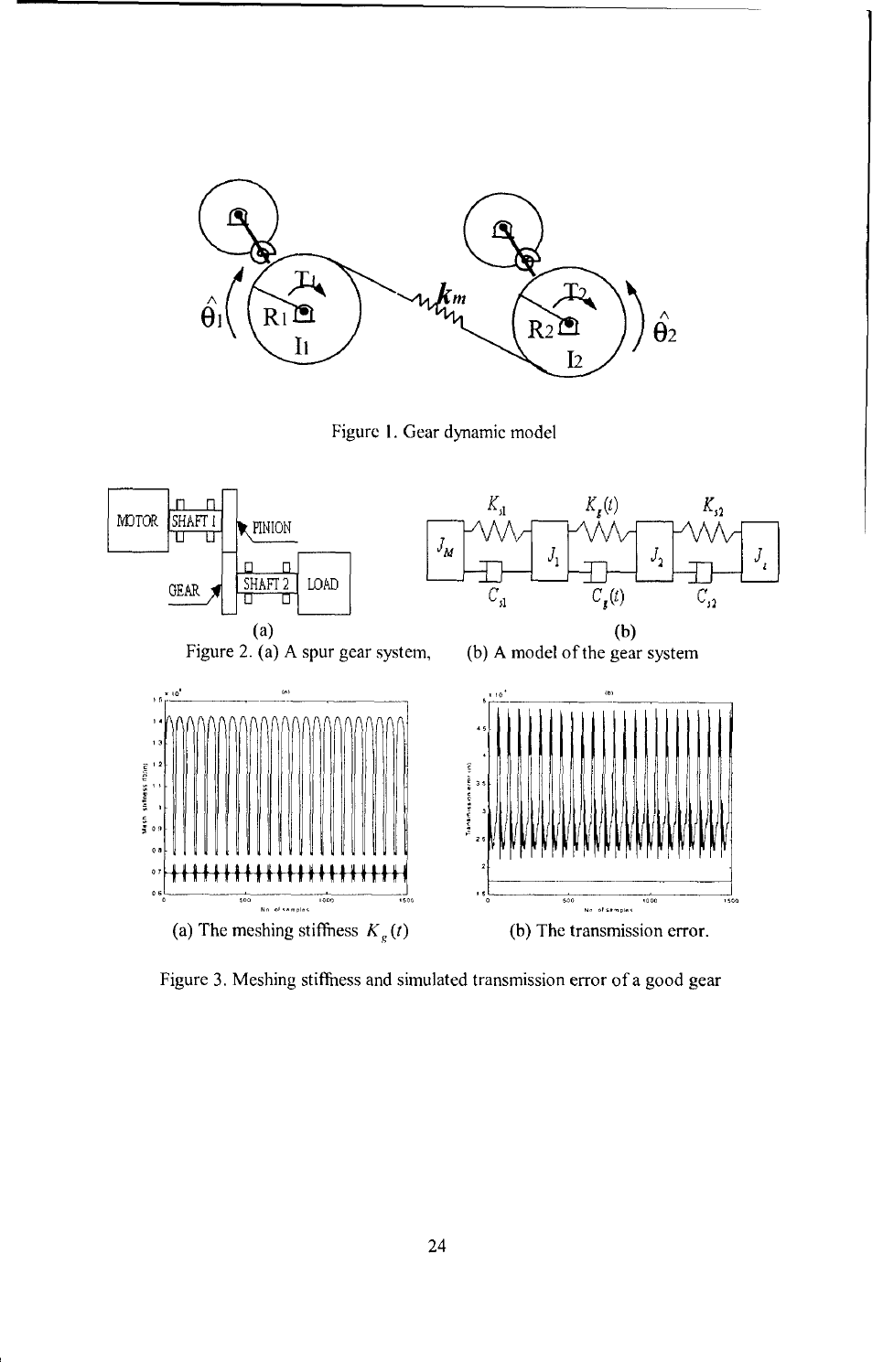Figure 1. Gear dynamic model

Figure 2. (a) A spur gear system, (b) A model of the gear system

(a) The meshing stiffness $K_g(t)$

(b) The transmission error.

Figure 3. Meshing stiffness and simulated transmission error of a good gear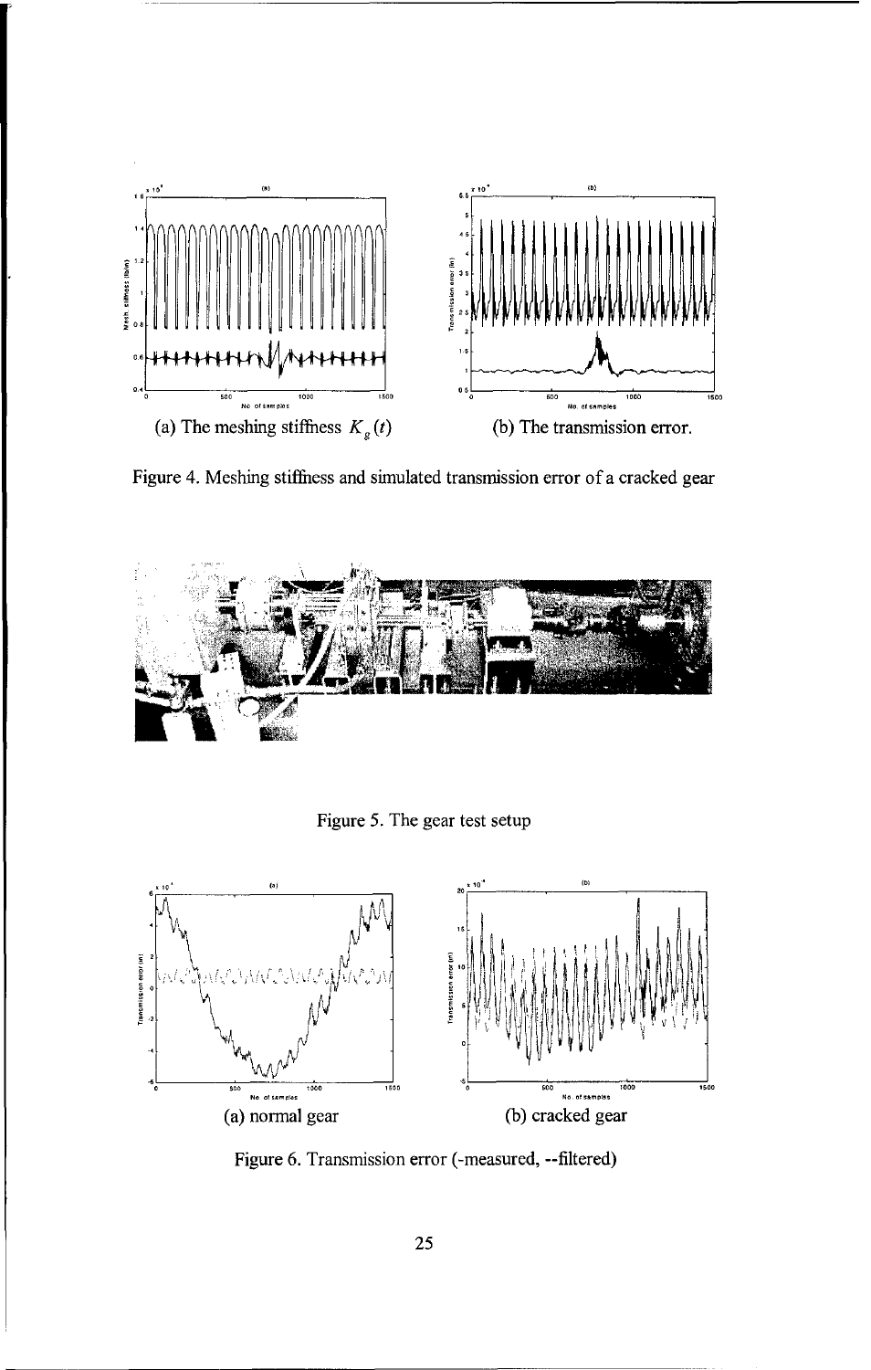(a) The meshing stiffness $K_g(t)$

(b) The transmission error.

Figure 4. Meshing stiffness and simulated transmission error of a cracked gear

Figure 5. The gear test setup

(a) normal gear

(b) cracked gear

Figure 6. Transmission error (-measured, --filtered)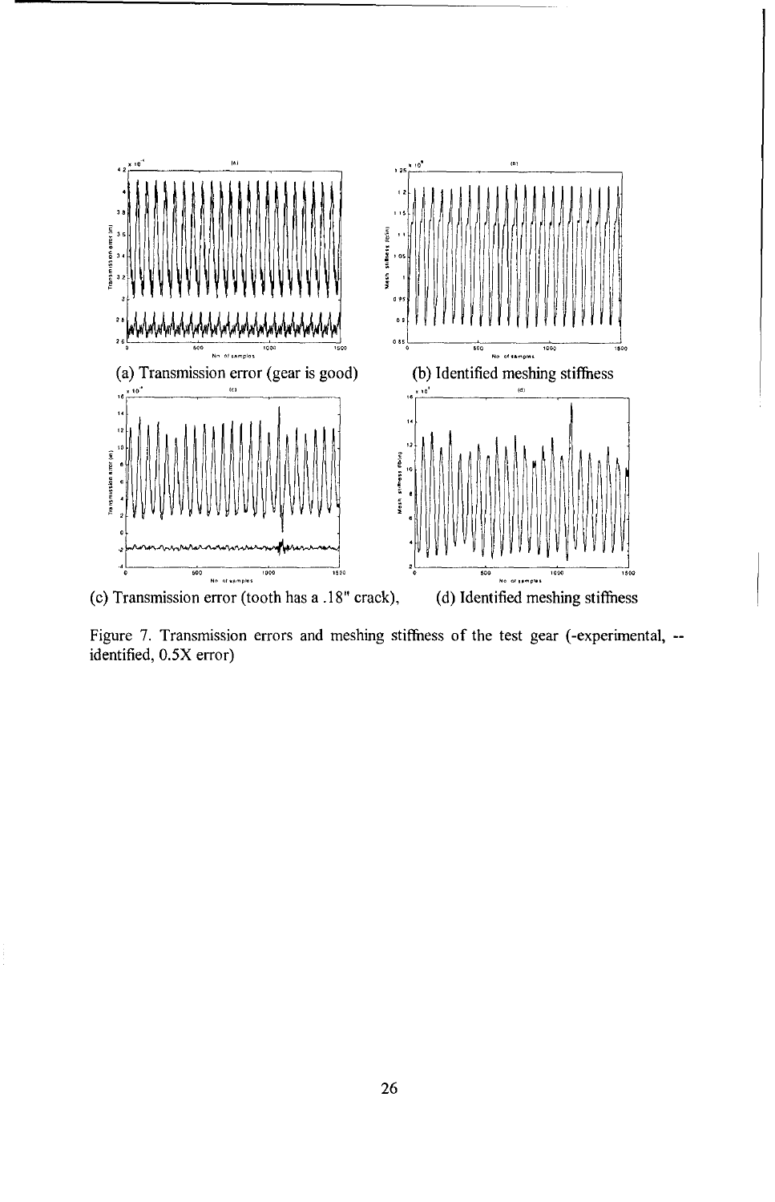(a) Transmission error (gear is good)

(b) Identified meshing stiffness

(c) Transmission error (tooth has a .18" crack),

(d) Identified meshing stiffness

Figure 7. Transmission errors and meshing stiffness of the test gear (-experimental, --identified, 0.5X error)